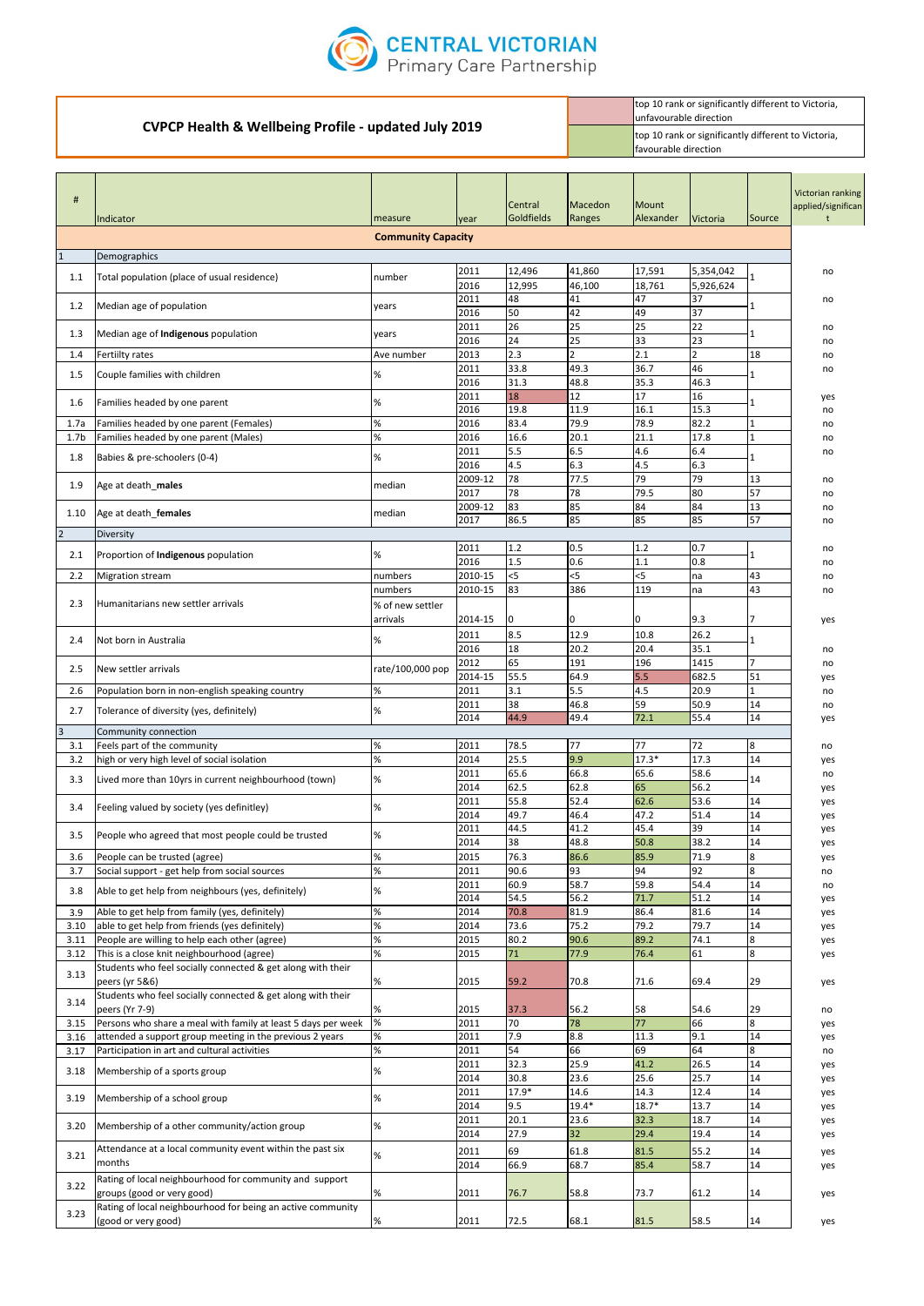CENTRAL VICTORIAN
Primary Care Partnership

# CVPCP Health & Wellbeing Profile - updated July 2019

| | |
|---|---|
| (red) | top 10 rank or significantly different to Victoria, unfavourable direction |
| (green) | top 10 rank or significantly different to Victoria, favourable direction |

| # | Indicator | measure | year | Central Goldfields | Macedon Ranges | Mount Alexander | Victoria | Source | Victorian ranking applied/significant |
|---|---|---|---|---|---|---|---|---|---|
| | | **Community Capacity** | | | | | | | |
| 1 | Demographics | | | | | | | | |
| 1.1 | Total population (place of usual residence) | number | 2011 | 12,496 | 41,860 | 17,591 | 5,354,042 | 1 | no |
| | | | 2016 | 12,995 | 46,100 | 18,761 | 5,926,624 | | |
| 1.2 | Median age of population | years | 2011 | 48 | 41 | 47 | 37 | 1 | no |
| | | | 2016 | 50 | 42 | 49 | 37 | | |
| 1.3 | Median age of **Indigenous** population | years | 2011 | 26 | 25 | 25 | 22 | 1 | no |
| | | | 2016 | 24 | 25 | 33 | 23 | | no |
| 1.4 | Fertiilty rates | Ave number | 2013 | 2.3 | 2 | 2.1 | 2 | 18 | no |
| 1.5 | Couple families with children | % | 2011 | 33.8 | 49.3 | 36.7 | 46 | 1 | no |
| | | | 2016 | 31.3 | 48.8 | 35.3 | 46.3 | | |
| 1.6 | Families headed by one parent | % | 2011 | 18 | 12 | 17 | 16 | 1 | yes |
| | | | 2016 | 19.8 | 11.9 | 16.1 | 15.3 | | no |
| 1.7a | Families headed by one parent (Females) | % | 2016 | 83.4 | 79.9 | 78.9 | 82.2 | 1 | no |
| 1.7b | Families headed by one parent (Males) | % | 2016 | 16.6 | 20.1 | 21.1 | 17.8 | 1 | no |
| 1.8 | Babies & pre-schoolers (0-4) | % | 2011 | 5.5 | 6.5 | 4.6 | 6.4 | 1 | no |
| | | | 2016 | 4.5 | 6.3 | 4.5 | 6.3 | | |
| 1.9 | Age at death_**males** | median | 2009-12 | 78 | 77.5 | 79 | 79 | 13 | no |
| | | | 2017 | 78 | 78 | 79.5 | 80 | 57 | no |
| 1.10 | Age at death_**females** | median | 2009-12 | 83 | 85 | 84 | 84 | 13 | no |
| | | | 2017 | 86.5 | 85 | 85 | 85 | 57 | no |
| 2 | Diversity | | | | | | | | |
| 2.1 | Proportion of **Indigenous** population | % | 2011 | 1.2 | 0.5 | 1.2 | 0.7 | 1 | no |
| | | | 2016 | 1.5 | 0.6 | 1.1 | 0.8 | | no |
| 2.2 | Migration stream | numbers | 2010-15 | <5 | <5 | <5 | na | 43 | no |
| 2.3 | Humanitarians new settler arrivals | numbers | 2010-15 | 83 | 386 | 119 | na | 43 | no |
| | | % of new settler arrivals | 2014-15 | 0 | 0 | 0 | 9.3 | 7 | yes |
| 2.4 | Not born in Australia | % | 2011 | 8.5 | 12.9 | 10.8 | 26.2 | 1 | |
| | | | 2016 | 18 | 20.2 | 20.4 | 35.1 | | no |
| 2.5 | New settler arrivals | rate/100,000 pop | 2012 | 65 | 191 | 196 | 1415 | 7 | no |
| | | | 2014-15 | 55.5 | 64.9 | 5.5 | 682.5 | 51 | yes |
| 2.6 | Population born in non-english speaking country | % | 2011 | 3.1 | 5.5 | 4.5 | 20.9 | 1 | no |
| 2.7 | Tolerance of diversity (yes, definitely) | % | 2011 | 38 | 46.8 | 59 | 50.9 | 14 | no |
| | | | 2014 | 44.9 | 49.4 | 72.1 | 55.4 | 14 | yes |
| 3 | Community connection | | | | | | | | |
| 3.1 | Feels part of the community | % | 2011 | 78.5 | 77 | 77 | 72 | 8 | no |
| 3.2 | high or very high level of social isolation | % | 2014 | 25.5 | 9.9 | 17.3* | 17.3 | 14 | yes |
| 3.3 | Lived more than 10yrs in current neighbourhood (town) | % | 2011 | 65.6 | 66.8 | 65.6 | 58.6 | 14 | no |
| | | | 2014 | 62.5 | 62.8 | 65 | 56.2 | | yes |
| 3.4 | Feeling valued by society (yes definitley) | % | 2011 | 55.8 | 52.4 | 62.6 | 53.6 | 14 | yes |
| | | | 2014 | 49.7 | 46.4 | 47.2 | 51.4 | 14 | yes |
| 3.5 | People who agreed that most people could be trusted | % | 2011 | 44.5 | 41.2 | 45.4 | 39 | 14 | yes |
| | | | 2014 | 38 | 48.8 | 50.8 | 38.2 | 14 | yes |
| 3.6 | People can be trusted (agree) | % | 2015 | 76.3 | 86.6 | 85.9 | 71.9 | 8 | yes |
| 3.7 | Social support - get help from social sources | % | 2011 | 90.6 | 93 | 94 | 92 | 8 | no |
| 3.8 | Able to get help from neighbours (yes, definitely) | % | 2011 | 60.9 | 58.7 | 59.8 | 54.4 | 14 | no |
| | | | 2014 | 54.5 | 56.2 | 71.7 | 51.2 | 14 | yes |
| 3.9 | Able to get help from family (yes, definitely) | % | 2014 | 70.8 | 81.9 | 86.4 | 81.6 | 14 | yes |
| 3.10 | able to get help from friends (yes definitely) | % | 2014 | 73.6 | 75.2 | 79.2 | 79.7 | 14 | yes |
| 3.11 | People are willing to help each other (agree) | % | 2015 | 80.2 | 90.6 | 89.2 | 74.1 | 8 | yes |
| 3.12 | This is a close knit neighbourhood (agree) | % | 2015 | 71 | 77.9 | 76.4 | 61 | 8 | yes |
| 3.13 | Students who feel socially connected & get along with their peers (yr 5&6) | % | 2015 | 59.2 | 70.8 | 71.6 | 69.4 | 29 | yes |
| 3.14 | Students who feel socially connected & get along with their peers (Yr 7-9) | % | 2015 | 37.3 | 56.2 | 58 | 54.6 | 29 | no |
| 3.15 | Persons who share a meal with family at least 5 days per week | % | 2011 | 70 | 78 | 77 | 66 | 8 | yes |
| 3.16 | attended a support group meeting in the previous 2 years | % | 2011 | 7.9 | 8.8 | 11.3 | 9.1 | 14 | yes |
| 3.17 | Participation in art and cultural activities | % | 2011 | 54 | 66 | 69 | 64 | 8 | no |
| 3.18 | Membership of a sports group | % | 2011 | 32.3 | 25.9 | 41.2 | 26.5 | 14 | yes |
| | | | 2014 | 30.8 | 23.6 | 25.6 | 25.7 | 14 | yes |
| 3.19 | Membership of a school group | % | 2011 | 17.9* | 14.6 | 14.3 | 12.4 | 14 | yes |
| | | | 2014 | 9.5 | 19.4* | 18.7* | 13.7 | 14 | yes |
| 3.20 | Membership of a other community/action group | % | 2011 | 20.1 | 23.6 | 32.3 | 18.7 | 14 | yes |
| | | | 2014 | 27.9 | 32 | 29.4 | 19.4 | 14 | yes |
| 3.21 | Attendance at a local community event within the past six months | % | 2011 | 69 | 61.8 | 81.5 | 55.2 | 14 | yes |
| | | | 2014 | 66.9 | 68.7 | 85.4 | 58.7 | 14 | yes |
| 3.22 | Rating of local neighbourhood for community and support groups (good or very good) | % | 2011 | 76.7 | 58.8 | 73.7 | 61.2 | 14 | yes |
| 3.23 | Rating of local neighbourhood for being an active community (good or very good) | % | 2011 | 72.5 | 68.1 | 81.5 | 58.5 | 14 | yes |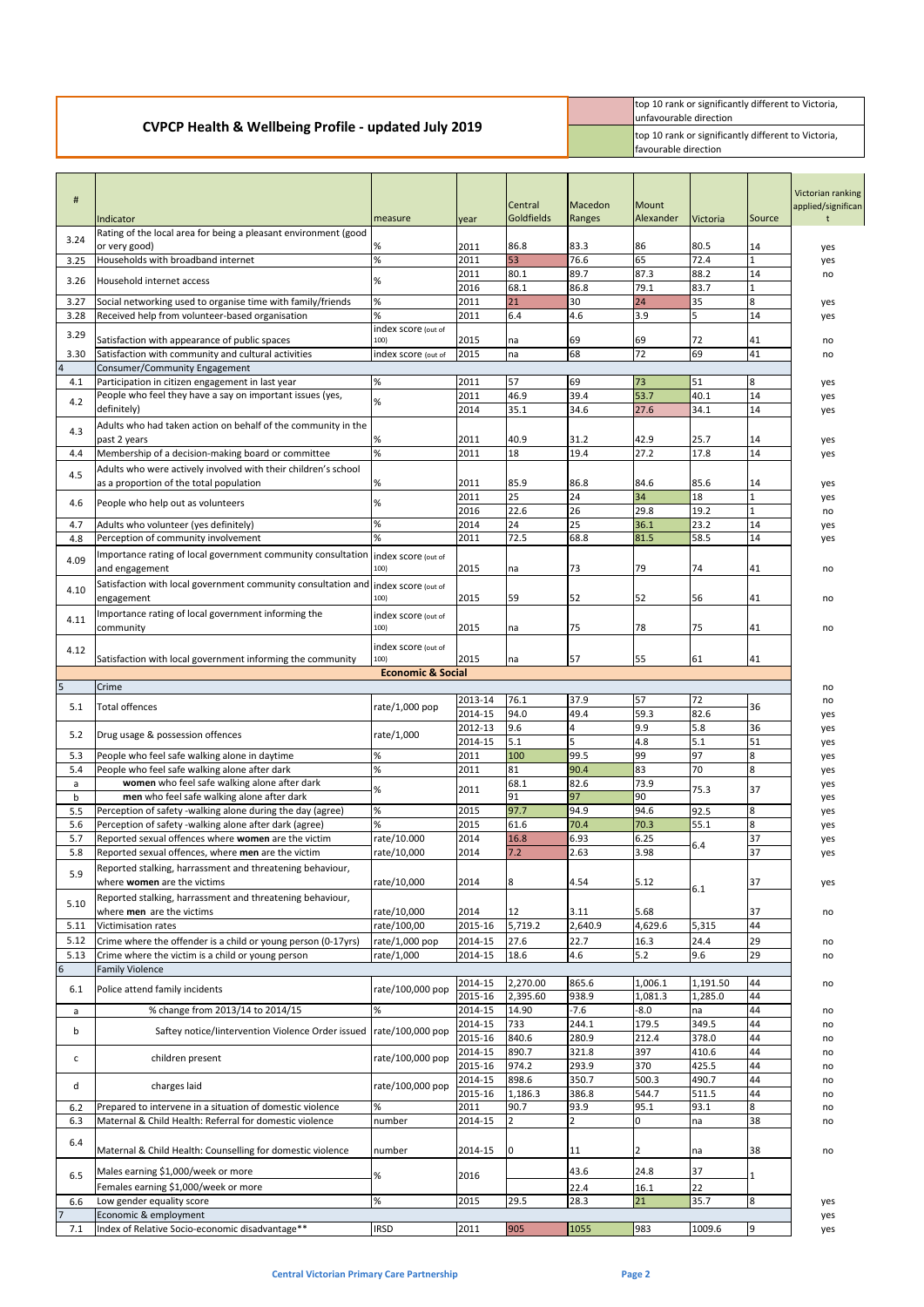# CVPCP Health & Wellbeing Profile - updated July 2019

| | |
|---|---|
| | top 10 rank or significantly different to Victoria, unfavourable direction |
| | top 10 rank or significantly different to Victoria, favourable direction |

| # | Indicator | measure | year | Central Goldfields | Macedon Ranges | Mount Alexander | Victoria | Source | Victorian ranking applied/significant |
|---|---|---|---|---|---|---|---|---|---|
| 3.24 | Rating of the local area for being a pleasant environment (good or very good) | % | 2011 | 86.8 | 83.3 | 86 | 80.5 | 14 | yes |
| 3.25 | Households with broadband internet | % | 2011 | 53 | 76.6 | 65 | 72.4 | 1 | yes |
| 3.26 | Household internet access | % | 2011 | 80.1 | 89.7 | 87.3 | 88.2 | 14 | no |
| | | | 2016 | 68.1 | 86.8 | 79.1 | 83.7 | 1 | |
| 3.27 | Social networking used to organise time with family/friends | % | 2011 | 21 | 30 | 24 | 35 | 8 | yes |
| 3.28 | Received help from volunteer-based organisation | % | 2011 | 6.4 | 4.6 | 3.9 | 5 | 14 | yes |
| 3.29 | Satisfaction with appearance of public spaces | index score (out of 100) | 2015 | na | 69 | 69 | 72 | 41 | no |
| 3.30 | Satisfaction with community and cultural activities | index score (out of | 2015 | na | 68 | 72 | 69 | 41 | no |
| 4 | Consumer/Community Engagement | | | | | | | | |
| 4.1 | Participation in citizen engagement in last year | % | 2011 | 57 | 69 | 73 | 51 | 8 | yes |
| 4.2 | People who feel they have a say on important issues (yes, definitely) | % | 2011 | 46.9 | 39.4 | 53.7 | 40.1 | 14 | yes |
| | | | 2014 | 35.1 | 34.6 | 27.6 | 34.1 | 14 | yes |
| 4.3 | Adults who had taken action on behalf of the community in the past 2 years | % | 2011 | 40.9 | 31.2 | 42.9 | 25.7 | 14 | yes |
| 4.4 | Membership of a decision-making board or committee | % | 2011 | 18 | 19.4 | 27.2 | 17.8 | 14 | yes |
| 4.5 | Adults who were actively involved with their children's school as a proportion of the total population | % | 2011 | 85.9 | 86.8 | 84.6 | 85.6 | 14 | yes |
| 4.6 | People who help out as volunteers | % | 2011 | 25 | 24 | 34 | 18 | 1 | yes |
| | | | 2016 | 22.6 | 26 | 29.8 | 19.2 | 1 | no |
| 4.7 | Adults who volunteer (yes definitely) | % | 2014 | 24 | 25 | 36.1 | 23.2 | 14 | yes |
| 4.8 | Perception of community involvement | % | 2011 | 72.5 | 68.8 | 81.5 | 58.5 | 14 | yes |
| 4.09 | Importance rating of local government community consultation and engagement | index score (out of 100) | 2015 | na | 73 | 79 | 74 | 41 | no |
| 4.10 | Satisfaction with local government community consultation and engagement | index score (out of 100) | 2015 | 59 | 52 | 52 | 56 | 41 | no |
| 4.11 | Importance rating of local government informing the community | index score (out of 100) | 2015 | na | 75 | 78 | 75 | 41 | no |
| 4.12 | Satisfaction with local government informing the community | index score (out of 100) | 2015 | na | 57 | 55 | 61 | 41 | |
| | | **Economic & Social** | | | | | | | |
| 5 | Crime | | | | | | | | no |
| 5.1 | Total offences | rate/1,000 pop | 2013-14 | 76.1 | 37.9 | 57 | 72 | 36 | no |
| | | | 2014-15 | 94.0 | 49.4 | 59.3 | 82.6 | | yes |
| 5.2 | Drug usage & possession offences | rate/1,000 | 2012-13 | 9.6 | 4 | 9.9 | 5.8 | 36 | yes |
| | | | 2014-15 | 5.1 | 5 | 4.8 | 5.1 | 51 | yes |
| 5.3 | People who feel safe walking alone in daytime | % | 2011 | 100 | 99.5 | 99 | 97 | 8 | yes |
| 5.4 | People who feel safe walking alone after dark | % | 2011 | 81 | 90.4 | 83 | 70 | 8 | yes |
| a | **women** who feel safe walking alone after dark | % | 2011 | 68.1 | 82.6 | 73.9 | 75.3 | 37 | yes |
| b | **men** who feel safe walking alone after dark | | | 91 | 97 | 90 | | | yes |
| 5.5 | Perception of safety -walking alone during the day (agree) | % | 2015 | 97.7 | 94.9 | 94.6 | 92.5 | 8 | yes |
| 5.6 | Perception of safety -walking alone after dark (agree) | % | 2015 | 61.6 | 70.4 | 70.3 | 55.1 | 8 | yes |
| 5.7 | Reported sexual offences where **women** are the victim | rate/10.000 | 2014 | 16.8 | 6.93 | 6.25 | 6.4 | 37 | yes |
| 5.8 | Reported sexual offences, where **men** are the victim | rate/10,000 | 2014 | 7.2 | 2.63 | 3.98 | | 37 | yes |
| 5.9 | Reported stalking, harrassment and threatening behaviour, where **women** are the victims | rate/10,000 | 2014 | 8 | 4.54 | 5.12 | 6.1 | 37 | yes |
| 5.10 | Reported stalking, harrassment and threatening behaviour, where **men** are the victims | rate/10,000 | 2014 | 12 | 3.11 | 5.68 | | 37 | no |
| 5.11 | Victimisation rates | rate/100,00 | 2015-16 | 5,719.2 | 2,640.9 | 4,629.6 | 5,315 | 44 | |
| 5.12 | Crime where the offender is a child or young person (0-17yrs) | rate/1,000 pop | 2014-15 | 27.6 | 22.7 | 16.3 | 24.4 | 29 | no |
| 5.13 | Crime where the victim is a child or young person | rate/1,000 | 2014-15 | 18.6 | 4.6 | 5.2 | 9.6 | 29 | no |
| 6 | Family Violence | | | | | | | | |
| 6.1 | Police attend family incidents | rate/100,000 pop | 2014-15 | 2,270.00 | 865.6 | 1,006.1 | 1,191.50 | 44 | no |
| | | | 2015-16 | 2,395.60 | 938.9 | 1,081.3 | 1,285.0 | 44 | |
| a | % change from 2013/14 to 2014/15 | % | 2014-15 | 14.90 | -7.6 | -8.0 | na | 44 | no |
| b | Saftey notice/lintervention Violence Order issued | rate/100,000 pop | 2014-15 | 733 | 244.1 | 179.5 | 349.5 | 44 | no |
| | | | 2015-16 | 840.6 | 280.9 | 212.4 | 378.0 | 44 | no |
| c | children present | rate/100,000 pop | 2014-15 | 890.7 | 321.8 | 397 | 410.6 | 44 | no |
| | | | 2015-16 | 974.2 | 293.9 | 370 | 425.5 | 44 | no |
| d | charges laid | rate/100,000 pop | 2014-15 | 898.6 | 350.7 | 500.3 | 490.7 | 44 | no |
| | | | 2015-16 | 1,186.3 | 386.8 | 544.7 | 511.5 | 44 | no |
| 6.2 | Prepared to intervene in a situation of domestic violence | % | 2011 | 90.7 | 93.9 | 95.1 | 93.1 | 8 | no |
| 6.3 | Maternal & Child Health: Referral for domestic violence | number | 2014-15 | 2 | 2 | 0 | na | 38 | no |
| 6.4 | Maternal & Child Health: Counselling for domestic violence | number | 2014-15 | 0 | 11 | 2 | na | 38 | no |
| 6.5 | Males earning $1,000/week or more | % | 2016 | | 43.6 | 24.8 | 37 | 1 | |
| | Females earning $1,000/week or more | | | | 22.4 | 16.1 | 22 | | |
| 6.6 | Low gender equality score | % | 2015 | 29.5 | 28.3 | 21 | 35.7 | 8 | yes |
| 7 | Economic & employment | | | | | | | | yes |
| 7.1 | Index of Relative Socio-economic disadvantage** | IRSD | 2011 | 905 | 1055 | 983 | 1009.6 | 9 | yes |

Central Victorian Primary Care Partnership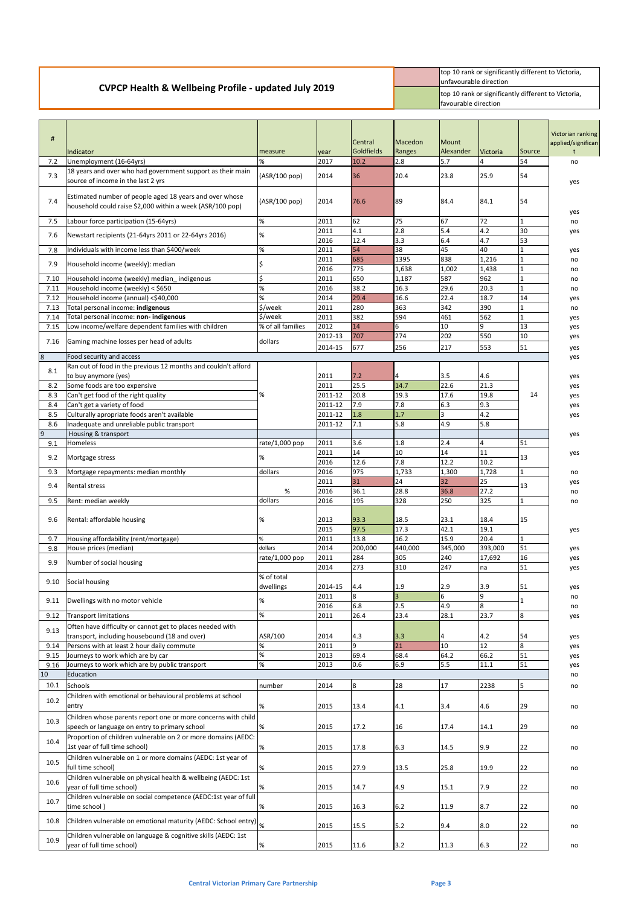# CVPCP Health & Wellbeing Profile - updated July 2019

| Legend |
|---|
| top 10 rank or significantly different to Victoria, unfavourable direction |
| top 10 rank or significantly different to Victoria, favourable direction |

| # | Indicator | measure | year | Central Goldfields | Macedon Ranges | Mount Alexander | Victoria | Source | Victorian ranking applied/significant |
|---|---|---|---|---|---|---|---|---|---|
| 7.2 | Unemployment (16-64yrs) | % | 2017 | 10.2 | 2.8 | 5.7 | 4 | 54 | no |
| 7.3 | 18 years and over who had government support as their main source of income in the last 2 yrs | (ASR/100 pop) | 2014 | 36 | 20.4 | 23.8 | 25.9 | 54 | yes |
| 7.4 | Estimated number of people aged 18 years and over whose household could raise $2,000 within a week (ASR/100 pop) | (ASR/100 pop) | 2014 | 76.6 | 89 | 84.4 | 84.1 | 54 | yes |
| 7.5 | Labour force participation (15-64yrs) | % | 2011 | 62 | 75 | 67 | 72 | 1 | no |
| 7.6 | Newstart recipients (21-64yrs 2011 or 22-64yrs 2016) | % | 2011 | 4.1 | 2.8 | 5.4 | 4.2 | 30 | yes |
| | | | 2016 | 12.4 | 3.3 | 6.4 | 4.7 | 53 | |
| 7.8 | Individuals with income less than $400/week | % | 2011 | 54 | 38 | 45 | 40 | 1 | yes |
| 7.9 | Household income (weekly): median | $ | 2011 | 685 | 1395 | 838 | 1,216 | 1 | no |
| | | | 2016 | 775 | 1,638 | 1,002 | 1,438 | 1 | no |
| 7.10 | Household income (weekly) median_ indigenous | $ | 2011 | 650 | 1,187 | 587 | 962 | 1 | no |
| 7.11 | Household income (weekly) < $650 | % | 2016 | 38.2 | 16.3 | 29.6 | 20.3 | 1 | no |
| 7.12 | Household income (annual) <$40,000 | % | 2014 | 29.4 | 16.6 | 22.4 | 18.7 | 14 | yes |
| 7.13 | Total personal income: **indigenous** | $/week | 2011 | 280 | 363 | 342 | 390 | 1 | no |
| 7.14 | Total personal income: **non- indigenous** | $/week | 2011 | 382 | 594 | 461 | 562 | 1 | yes |
| 7.15 | Low income/welfare dependent families with children | % of all families | 2012 | 14 | 6 | 10 | 9 | 13 | yes |
| 7.16 | Gaming machine losses per head of adults | dollars | 2012-13 | 707 | 274 | 202 | 550 | 10 | yes |
| | | | 2014-15 | 677 | 256 | 217 | 553 | 51 | yes |
| 8 | Food security and access | | | | | | | | yes |
| 8.1 | Ran out of food in the previous 12 months and couldn't afford to buy anymore (yes) | % | 2011 | 7.2 | 4 | 3.5 | 4.6 | 14 | yes |
| 8.2 | Some foods are too expensive | | 2011 | 25.5 | 14.7 | 22.6 | 21.3 | | yes |
| 8.3 | Can't get food of the right quality | | 2011-12 | 20.8 | 19.3 | 17.6 | 19.8 | | yes |
| 8.4 | Can't get a variety of food | | 2011-12 | 7.9 | 7.8 | 6.3 | 9.3 | | yes |
| 8.5 | Culturally apropriate foods aren't available | | 2011-12 | 1.8 | 1.7 | 3 | 4.2 | | yes |
| 8.6 | Inadequate and unreliable public transport | | 2011-12 | 7.1 | 5.8 | 4.9 | 5.8 | | |
| 9 | Housing & transport | | | | | | | | yes |
| 9.1 | Homeless | rate/1,000 pop | 2011 | 3.6 | 1.8 | 2.4 | 4 | 51 | |
| 9.2 | Mortgage stress | % | 2011 | 14 | 10 | 14 | 11 | 13 | yes |
| | | | 2016 | 12.6 | 7.8 | 12.2 | 10.2 | | |
| 9.3 | Mortgage repayments: median monthly | dollars | 2016 | 975 | 1,733 | 1,300 | 1,728 | 1 | no |
| 9.4 | Rental stress | % | 2011 | 31 | 24 | 32 | 25 | 13 | yes |
| | | | 2016 | 36.1 | 28.8 | 36.8 | 27.2 | | no |
| 9.5 | Rent: median weekly | dollars | 2016 | 195 | 328 | 250 | 325 | 1 | no |
| 9.6 | Rental: affordable housing | % | 2013 | 93.3 | 18.5 | 23.1 | 18.4 | 15 | |
| | | | 2015 | 97.5 | 17.3 | 42.1 | 19.1 | | yes |
| 9.7 | Housing affordability (rent/mortgage) | % | 2011 | 13.8 | 16.2 | 15.9 | 20.4 | 1 | |
| 9.8 | House prices (median) | dollars | 2014 | 200,000 | 440,000 | 345,000 | 393,000 | 51 | yes |
| 9.9 | Number of social housing | rate/1,000 pop | 2011 | 284 | 305 | 240 | 17,692 | 16 | yes |
| | | | 2014 | 273 | 310 | 247 | na | 51 | yes |
| 9.10 | Social housing | % of total dwellings | 2014-15 | 4.4 | 1.9 | 2.9 | 3.9 | 51 | yes |
| 9.11 | Dwellings with no motor vehicle | % | 2011 | 8 | 3 | 6 | 9 | 1 | no |
| | | | 2016 | 6.8 | 2.5 | 4.9 | 8 | | no |
| 9.12 | Transport limitations | % | 2011 | 26.4 | 23.4 | 28.1 | 23.7 | 8 | yes |
| 9.13 | Often have difficulty or cannot get to places needed with transport, including housebound (18 and over) | ASR/100 | 2014 | 4.3 | 3.3 | 4 | 4.2 | 54 | yes |
| 9.14 | Persons with at least 2 hour daily commute | % | 2011 | 9 | 21 | 10 | 12 | 8 | yes |
| 9.15 | Journeys to work which are by car | % | 2013 | 69.4 | 68.4 | 64.2 | 66.2 | 51 | yes |
| 9.16 | Journeys to work which are by public transport | % | 2013 | 0.6 | 6.9 | 5.5 | 11.1 | 51 | yes |
| 10 | Education | | | | | | | | no |
| 10.1 | Schools | number | 2014 | 8 | 28 | 17 | 2238 | 5 | no |
| 10.2 | Children with emotional or behavioural problems at school entry | % | 2015 | 13.4 | 4.1 | 3.4 | 4.6 | 29 | no |
| 10.3 | Children whose parents report one or more concerns with child speech or language on entry to primary school | % | 2015 | 17.2 | 16 | 17.4 | 14.1 | 29 | no |
| 10.4 | Proportion of children vulnerable on 2 or more domains (AEDC: 1st year of full time school) | % | 2015 | 17.8 | 6.3 | 14.5 | 9.9 | 22 | no |
| 10.5 | Children vulnerable on 1 or more domains (AEDC: 1st year of full time school) | % | 2015 | 27.9 | 13.5 | 25.8 | 19.9 | 22 | no |
| 10.6 | Children vulnerable on physical health & wellbeing (AEDC: 1st year of full time school) | % | 2015 | 14.7 | 4.9 | 15.1 | 7.9 | 22 | no |
| 10.7 | Children vulnerable on social competence (AEDC:1st year of full time school ) | % | 2015 | 16.3 | 6.2 | 11.9 | 8.7 | 22 | no |
| 10.8 | Children vulnerable on emotional maturity (AEDC: School entry) | % | 2015 | 15.5 | 5.2 | 9.4 | 8.0 | 22 | no |
| 10.9 | Children vulnerable on language & cognitive skills (AEDC: 1st year of full time school) | % | 2015 | 11.6 | 3.2 | 11.3 | 6.3 | 22 | no |

Central Victorian Primary Care Partnership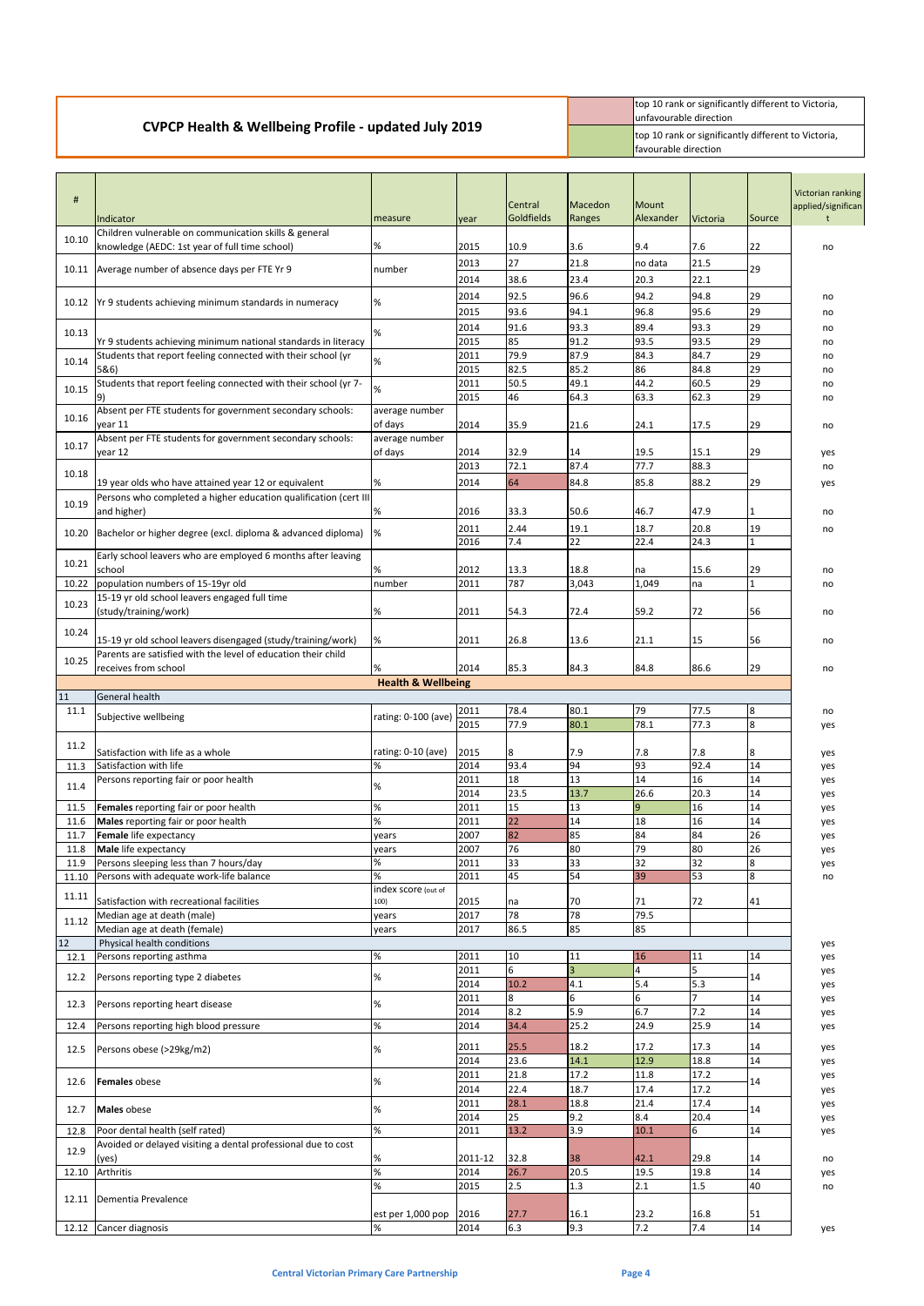## CVPCP Health & Wellbeing Profile - updated July 2019

| | |
|---|---|
| (red) | top 10 rank or significantly different to Victoria, unfavourable direction |
| (green) | top 10 rank or significantly different to Victoria, favourable direction |

| # | Indicator | measure | year | Central Goldfields | Macedon Ranges | Mount Alexander | Victoria | Source | Victorian ranking applied/significant |
|---|---|---|---|---|---|---|---|---|---|
| 10.10 | Children vulnerable on communication skills & general knowledge (AEDC: 1st year of full time school) | % | 2015 | 10.9 | 3.6 | 9.4 | 7.6 | 22 | no |
| 10.11 | Average number of absence days per FTE Yr 9 | number | 2013 | 27 | 21.8 | no data | 21.5 | 29 | |
| | | | 2014 | 38.6 | 23.4 | 20.3 | 22.1 | | |
| 10.12 | Yr 9 students achieving minimum standards in numeracy | % | 2014 | 92.5 | 96.6 | 94.2 | 94.8 | 29 | no |
| | | | 2015 | 93.6 | 94.1 | 96.8 | 95.6 | 29 | no |
| 10.13 | Yr 9 students achieving minimum national standards in literacy | % | 2014 | 91.6 | 93.3 | 89.4 | 93.3 | 29 | no |
| | | | 2015 | 85 | 91.2 | 93.5 | 93.5 | 29 | no |
| 10.14 | Students that report feeling connected with their school (yr 5&6) | % | 2011 | 79.9 | 87.9 | 84.3 | 84.7 | 29 | no |
| | | | 2015 | 82.5 | 85.2 | 86 | 84.8 | 29 | no |
| 10.15 | Students that report feeling connected with their school (yr 7-9) | % | 2011 | 50.5 | 49.1 | 44.2 | 60.5 | 29 | no |
| | | | 2015 | 46 | 64.3 | 63.3 | 62.3 | 29 | no |
| 10.16 | Absent per FTE students for government secondary schools: year 11 | average number of days | 2014 | 35.9 | 21.6 | 24.1 | 17.5 | 29 | no |
| 10.17 | Absent per FTE students for government secondary schools: year 12 | average number of days | 2014 | 32.9 | 14 | 19.5 | 15.1 | 29 | yes |
| 10.18 | 19 year olds who have attained year 12 or equivalent | % | 2013 | 72.1 | 87.4 | 77.7 | 88.3 | | no |
| | | | 2014 | 64 | 84.8 | 85.8 | 88.2 | 29 | yes |
| 10.19 | Persons who completed a higher education qualification (cert III and higher) | % | 2016 | 33.3 | 50.6 | 46.7 | 47.9 | 1 | no |
| 10.20 | Bachelor or higher degree (excl. diploma & advanced diploma) | % | 2011 | 2.44 | 19.1 | 18.7 | 20.8 | 19 | no |
| | | | 2016 | 7.4 | 22 | 22.4 | 24.3 | 1 | |
| 10.21 | Early school leavers who are employed 6 months after leaving school | % | 2012 | 13.3 | 18.8 | na | 15.6 | 29 | no |
| 10.22 | population numbers of 15-19yr old | number | 2011 | 787 | 3,043 | 1,049 | na | 1 | no |
| 10.23 | 15-19 yr old school leavers engaged full time (study/training/work) | % | 2011 | 54.3 | 72.4 | 59.2 | 72 | 56 | no |
| 10.24 | 15-19 yr old school leavers disengaged (study/training/work) | % | 2011 | 26.8 | 13.6 | 21.1 | 15 | 56 | no |
| 10.25 | Parents are satisfied with the level of education their child receives from school | % | 2014 | 85.3 | 84.3 | 84.8 | 86.6 | 29 | no |
| | | **Health & Wellbeing** | | | | | | | |
| 11 | General health | | | | | | | | |
| 11.1 | Subjective wellbeing | rating: 0-100 (ave) | 2011 | 78.4 | 80.1 | 79 | 77.5 | 8 | no |
| | | | 2015 | 77.9 | 80.1 | 78.1 | 77.3 | 8 | yes |
| 11.2 | Satisfaction with life as a whole | rating: 0-10 (ave) | 2015 | 8 | 7.9 | 7.8 | 7.8 | 8 | yes |
| 11.3 | Satisfaction with life | % | 2014 | 93.4 | 94 | 93 | 92.4 | 14 | yes |
| 11.4 | Persons reporting fair or poor health | % | 2011 | 18 | 13 | 14 | 16 | 14 | yes |
| | | | 2014 | 23.5 | 13.7 | 26.6 | 20.3 | 14 | yes |
| 11.5 | **Females** reporting fair or poor health | % | 2011 | 15 | 13 | 9 | 16 | 14 | yes |
| 11.6 | **Males** reporting fair or poor health | % | 2011 | 22 | 14 | 18 | 16 | 14 | yes |
| 11.7 | **Female** life expectancy | years | 2007 | 82 | 85 | 84 | 84 | 26 | yes |
| 11.8 | **Male** life expectancy | years | 2007 | 76 | 80 | 79 | 80 | 26 | yes |
| 11.9 | Persons sleeping less than 7 hours/day | % | 2011 | 33 | 33 | 32 | 32 | 8 | yes |
| 11.10 | Persons with adequate work-life balance | % | 2011 | 45 | 54 | 39 | 53 | 8 | no |
| 11.11 | Satisfaction with recreational facilities | index score (out of 100) | 2015 | na | 70 | 71 | 72 | 41 | |
| 11.12 | Median age at death (male) | years | 2017 | 78 | 78 | 79.5 | | | |
| | Median age at death (female) | years | 2017 | 86.5 | 85 | 85 | | | |
| 12 | Physical health conditions | | | | | | | | yes |
| 12.1 | Persons reporting asthma | % | 2011 | 10 | 11 | 16 | 11 | 14 | yes |
| 12.2 | Persons reporting type 2 diabetes | % | 2011 | 6 | 3 | 4 | 5 | 14 | yes |
| | | | 2014 | 10.2 | 4.1 | 5.4 | 5.3 | | yes |
| 12.3 | Persons reporting heart disease | % | 2011 | 8 | 6 | 6 | 7 | 14 | yes |
| | | | 2014 | 8.2 | 5.9 | 6.7 | 7.2 | 14 | yes |
| 12.4 | Persons reporting high blood pressure | % | 2014 | 34.4 | 25.2 | 24.9 | 25.9 | 14 | yes |
| 12.5 | Persons obese (>29kg/m2) | % | 2011 | 25.5 | 18.2 | 17.2 | 17.3 | 14 | yes |
| | | | 2014 | 23.6 | 14.1 | 12.9 | 18.8 | 14 | yes |
| 12.6 | **Females** obese | % | 2011 | 21.8 | 17.2 | 11.8 | 17.2 | 14 | yes |
| | | | 2014 | 22.4 | 18.7 | 17.4 | 17.2 | | yes |
| 12.7 | **Males** obese | % | 2011 | 28.1 | 18.8 | 21.4 | 17.4 | 14 | yes |
| | | | 2014 | 25 | 9.2 | 8.4 | 20.4 | | yes |
| 12.8 | Poor dental health (self rated) | % | 2011 | 13.2 | 3.9 | 10.1 | 6 | 14 | yes |
| 12.9 | Avoided or delayed visiting a dental professional due to cost (yes) | % | 2011-12 | 32.8 | 38 | 42.1 | 29.8 | 14 | no |
| 12.10 | Arthritis | % | 2014 | 26.7 | 20.5 | 19.5 | 19.8 | 14 | yes |
| 12.11 | Dementia Prevalence | % | 2015 | 2.5 | 1.3 | 2.1 | 1.5 | 40 | no |
| | | est per 1,000 pop | 2016 | 27.7 | 16.1 | 23.2 | 16.8 | 51 | |
| 12.12 | Cancer diagnosis | % | 2014 | 6.3 | 9.3 | 7.2 | 7.4 | 14 | yes |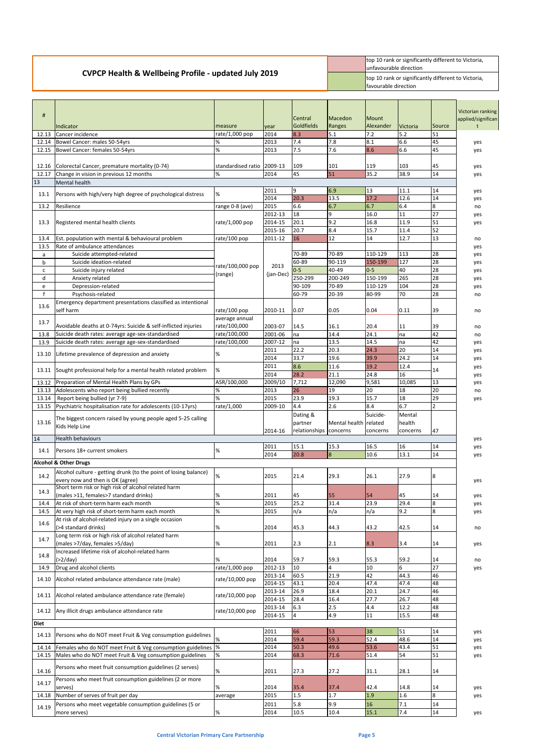## CVPCP Health & Wellbeing Profile - updated July 2019

| | |
|---|---|
| (red) | top 10 rank or significantly different to Victoria, unfavourable direction |
| (green) | top 10 rank or significantly different to Victoria, favourable direction |

| # | Indicator | measure | year | Central Goldfields | Macedon Ranges | Mount Alexander | Victoria | Source | Victorian ranking applied/significant |
|---|---|---|---|---|---|---|---|---|---|
| 12.13 | Cancer incidence | rate/1,000 pop | 2014 | 8.3 | 5.1 | 7.2 | 5.2 | 51 | |
| 12.14 | Bowel Cancer: males 50-54yrs | % | 2013 | 7.4 | 7.8 | 8.1 | 6.6 | 45 | yes |
| 12.15 | Bowel Cancer: females 50-54yrs | % | 2013 | 7.5 | 7.6 | 8.6 | 6.6 | 45 | yes |
| 12.16 | Colorectal Cancer, premature mortality (0-74) | standardised ratio | 2009-13 | 109 | 101 | 119 | 103 | 45 | yes |
| 12.17 | Change in vision in previous 12 months | % | 2014 | 45 | 51 | 35.2 | 38.9 | 14 | yes |
| 13 | Mental health | | | | | | | | |
| 13.1 | Persons with high/very high degree of psychological distress | % | 2011 | 9 | 6.9 | 13 | 11.1 | 14 | yes |
| | | | 2014 | 20.3 | 13.5 | 17.2 | 12.6 | 14 | yes |
| 13.2 | Resilience | range 0-8 (ave) | 2015 | 6.6 | 6.7 | 6.7 | 6.4 | 8 | no |
| 13.3 | Registered mental health clients | rate/1,000 pop | 2012-13 | 18 | 9 | 16.0 | 11 | 27 | yes |
| | | | 2014-15 | 20.1 | 9.2 | 16.8 | 11.9 | 51 | yes |
| | | | 2015-16 | 20.7 | 8.4 | 15.7 | 11.4 | 52 | |
| 13.4 | Est. population with mental & behavioural problem | rate/100 pop | 2011-12 | 16 | 12 | 14 | 12.7 | 13 | no |
| 13.5 | Rate of ambulance attendances | | | | | | | | yes |
| a | Suicide attempted-related | rate/100,000 pop (range) | 2013 (jan-Dec) | 70-89 | 70-89 | 110-129 | 113 | 28 | yes |
| b | Suicide ideation-related | | | 60-89 | 90-119 | 150-199 | 127 | 28 | yes |
| c | Suicide injury related | | | 0-5 | 40-49 | 0-5 | 40 | 28 | yes |
| d | Anxiety related | | | 250-299 | 200-249 | 150-199 | 265 | 28 | yes |
| e | Depression-related | | | 90-109 | 70-89 | 110-129 | 104 | 28 | yes |
| f | Psychosis-related | | | 60-79 | 20-39 | 80-99 | 70 | 28 | no |
| 13.6 | Emergency department presentations classified as intentional self harm | rate/100 pop | 2010-11 | 0.07 | 0.05 | 0.04 | 0.11 | 39 | no |
| 13.7 | Avoidable deaths at 0-74yrs: Suicide & self-inflicted injuries | average annual rate/100,000 | 2003-07 | 14.5 | 16.1 | 20.4 | 11 | 39 | no |
| 13.8 | Suicide death rates: average age-sex-standardised | rate/100,000 | 2001-06 | na | 14.4 | 24.1 | na | 42 | no |
| 13.9 | Suicide death rates: average age-sex-standardised | rate/100,000 | 2007-12 | na | 13.5 | 14.5 | na | 42 | yes |
| 13.10 | Lifetime prevalence of depression and anxiety | % | 2011 | 22.2 | 20.3 | 24.3 | 20 | 14 | yes |
| | | | 2014 | 33.7 | 19.6 | 39.9 | 24.2 | 14 | yes |
| 13.11 | Sought professional help for a mental health related problem | % | 2011 | 8.6 | 11.6 | 19.2 | 12.4 | 14 | yes |
| | | | 2014 | 28.2 | 21.1 | 24.8 | 16 | | yes |
| 13.12 | Preparation of Mental Health Plans by GPs | ASR/100,000 | 2009/10 | 7,712 | 12,090 | 9,581 | 10,085 | 13 | yes |
| 13.13 | Adolescents who report being bullied recently | % | 2013 | 26 | 19 | 20 | 18 | 20 | no |
| 13.14 | Report being bullied (yr 7-9) | % | 2015 | 23.9 | 19.3 | 15.7 | 18 | 29 | yes |
| 13.15 | Psychiatric hospitalisation rate for adolescents (10-17yrs) | rate/1,000 | 2009-10 | 4.4 | 2.6 | 8.4 | 6.7 | 2 | |
| 13.16 | The biggest concern raised by young people aged 5-25 calling Kids Help Line | | 2014-16 | Dating & partner relationships | Mental health concerns | Suicide-related concerns | Mental health concerns | 47 | |
| 14 | Health behaviours | | | | | | | | yes |
| 14.1 | Persons 18+ current smokers | % | 2011 | 15.1 | 15.3 | 16.5 | 16 | 14 | yes |
| | | | 2014 | 20.8 | 8 | 10.6 | 13.1 | 14 | yes |
| | **Alcohol & Other Drugs** | | | | | | | | |
| 14.2 | Alcohol culture - getting drunk (to the point of losing balance) every now and then is OK (agree) | % | 2015 | 21.4 | 29.3 | 26.1 | 27.9 | 8 | yes |
| 14.3 | Short term risk or high risk of alcohol related harm (males >11, females>7 standard drinks) | % | 2011 | 45 | 55 | 54 | 45 | 14 | yes |
| 14.4 | At risk of short-term harm each month | % | 2015 | 25.2 | 31.4 | 23.9 | 29.4 | 8 | yes |
| 14.5 | At very high risk of short-term harm each month | % | 2015 | n/a | n/a | n/a | 9.2 | 8 | yes |
| 14.6 | At risk of alcohol-related injury on a single occasion (>4 standard drinks) | % | 2014 | 45.3 | 44.3 | 43.2 | 42.5 | 14 | no |
| 14.7 | Long term risk or high risk of alcohol related harm (males >7/day, females >5/day) | % | 2011 | 2.3 | 2.1 | 8.3 | 3.4 | 14 | yes |
| 14.8 | Increased lifetime risk of alcohol-related harm (>2/day) | % | 2014 | 59.7 | 59.3 | 55.3 | 59.2 | 14 | no |
| 14.9 | Drug and alcohol clients | rate/1,000 pop | 2012-13 | 10 | 4 | 10 | 6 | 27 | yes |
| 14.10 | Alcohol related ambulance attendance rate (male) | rate/10,000 pop | 2013-14 | 60.5 | 21.9 | 42 | 44.3 | 46 | |
| | | | 2014-15 | 43.1 | 20.4 | 47.4 | 47.4 | 48 | |
| 14.11 | Alcohol related ambulance attendance rate (female) | rate/10,000 pop | 2013-14 | 26.9 | 18.4 | 20.1 | 24.7 | 46 | |
| | | | 2014-15 | 28.4 | 16.4 | 27.7 | 26.7 | 48 | |
| 14.12 | Any illicit drugs ambulance attendance rate | rate/10,000 pop | 2013-14 | 6.3 | 2.5 | 4.4 | 12.2 | 48 | |
| | | | 2014-15 | 4 | 4.9 | 11 | 15.5 | 48 | |
| | **Diet** | | | | | | | | |
| 14.13 | Persons who do NOT meet Fruit & Veg consumption guidelines | % | 2011 | 66 | 53 | 38 | 51 | 14 | yes |
| | | | 2014 | 59.4 | 59.3 | 52.4 | 48.6 | 14 | yes |
| 14.14 | Females who do NOT meet Fruit & Veg consumption guidelines | % | 2014 | 50.3 | 49.6 | 53.6 | 43.4 | 51 | yes |
| 14.15 | Males who do NOT meet Fruit & Veg consumption guidelines | % | 2014 | 68.3 | 71.6 | 51.4 | 54 | 51 | yes |
| 14.16 | Persons who meet fruit consumption guidelines (2 serves) | % | 2011 | 27.3 | 27.2 | 31.1 | 28.1 | 14 | |
| 14.17 | Persons who meet fruit consumption guidelines (2 or more serves) | % | 2014 | 35.4 | 37.4 | 42.4 | 14.8 | 14 | yes |
| 14.18 | Number of serves of fruit per day | average | 2015 | 1.5 | 1.7 | 1.9 | 1.6 | 8 | yes |
| 14.19 | Persons who meet vegetable consumption guidelines (5 or more serves) | % | 2011 | 5.8 | 9.9 | 16 | 7.1 | 14 | |
| | | | 2014 | 10.5 | 10.4 | 15.1 | 7.4 | 14 | yes |

Central Victorian Primary Care Partnership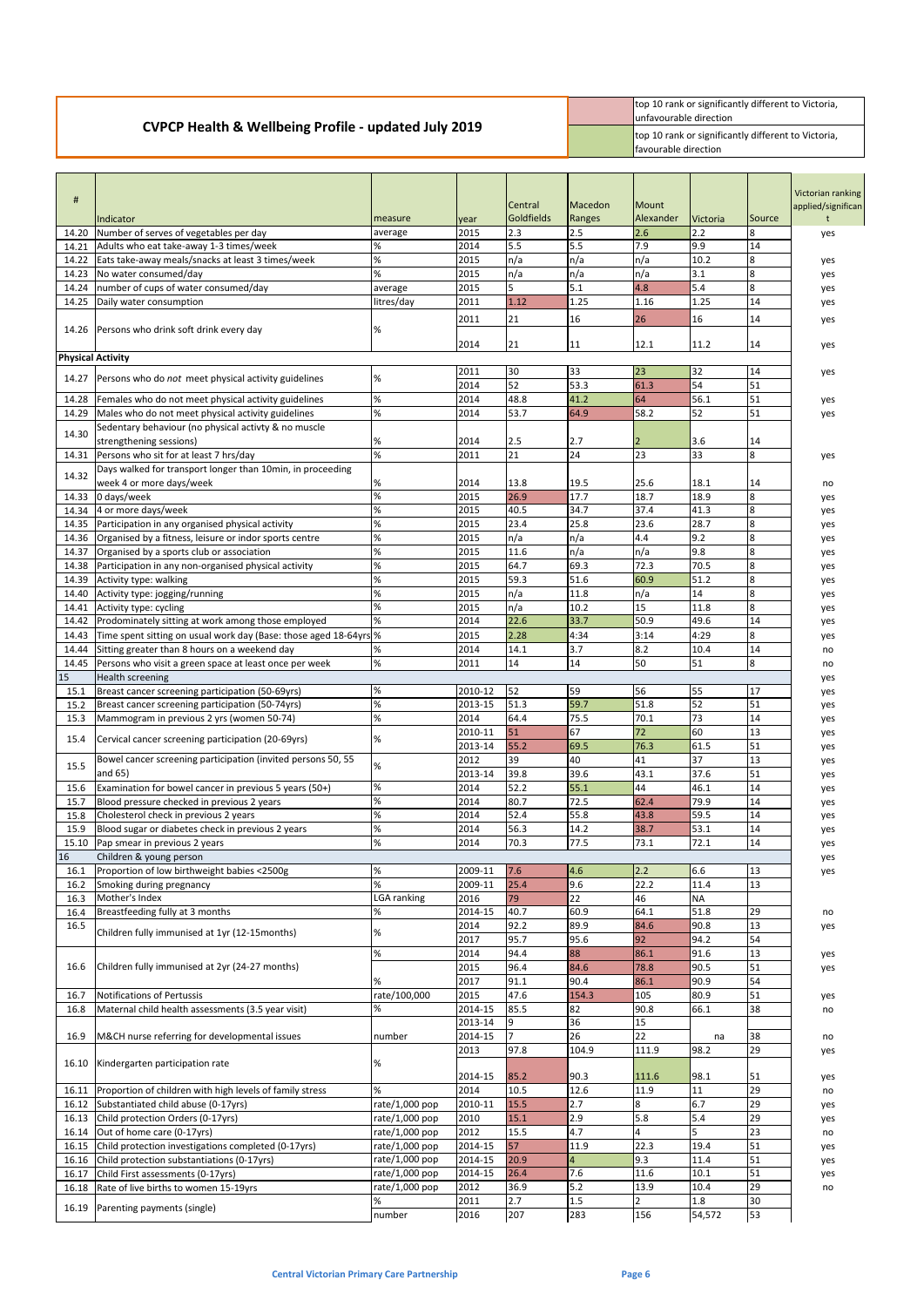# CVPCP Health & Wellbeing Profile - updated July 2019

| | |
|---|---|
| (red) | top 10 rank or significantly different to Victoria, unfavourable direction |
| (green) | top 10 rank or significantly different to Victoria, favourable direction |

| # | Indicator | measure | year | Central Goldfields | Macedon Ranges | Mount Alexander | Victoria | Source | Victorian ranking applied/significant |
|---|---|---|---|---|---|---|---|---|---|
| 14.20 | Number of serves of vegetables per day | average | 2015 | 2.3 | 2.5 | 2.6 | 2.2 | 8 | yes |
| 14.21 | Adults who eat take-away 1-3 times/week | % | 2014 | 5.5 | 5.5 | 7.9 | 9.9 | 14 | |
| 14.22 | Eats take-away meals/snacks at least 3 times/week | % | 2015 | n/a | n/a | n/a | 10.2 | 8 | yes |
| 14.23 | No water consumed/day | % | 2015 | n/a | n/a | n/a | 3.1 | 8 | yes |
| 14.24 | number of cups of water consumed/day | average | 2015 | 5 | 5.1 | 4.8 | 5.4 | 8 | yes |
| 14.25 | Daily water consumption | litres/day | 2011 | 1.12 | 1.25 | 1.16 | 1.25 | 14 | yes |
| 14.26 | Persons who drink soft drink every day | % | 2011 | 21 | 16 | 26 | 16 | 14 | yes |
| | | | 2014 | 21 | 11 | 12.1 | 11.2 | 14 | yes |
| **Physical Activity** | | | | | | | | | |
| 14.27 | Persons who do *not* meet physical activity guidelines | % | 2011 | 30 | 33 | 23 | 32 | 14 | yes |
| | | | 2014 | 52 | 53.3 | 61.3 | 54 | 51 | |
| 14.28 | Females who do not meet physical activity guidelines | % | 2014 | 48.8 | 41.2 | 64 | 56.1 | 51 | yes |
| 14.29 | Males who do not meet physical activity guidelines | % | 2014 | 53.7 | 64.9 | 58.2 | 52 | 51 | yes |
| 14.30 | Sedentary behaviour (no physical activty & no muscle strengthening sessions) | % | 2014 | 2.5 | 2.7 | 2 | 3.6 | 14 | |
| 14.31 | Persons who sit for at least 7 hrs/day | % | 2011 | 21 | 24 | 23 | 33 | 8 | yes |
| 14.32 | Days walked for transport longer than 10min, in proceeding week 4 or more days/week | % | 2014 | 13.8 | 19.5 | 25.6 | 18.1 | 14 | no |
| 14.33 | 0 days/week | % | 2015 | 26.9 | 17.7 | 18.7 | 18.9 | 8 | yes |
| 14.34 | 4 or more days/week | % | 2015 | 40.5 | 34.7 | 37.4 | 41.3 | 8 | yes |
| 14.35 | Participation in any organised physical activity | % | 2015 | 23.4 | 25.8 | 23.6 | 28.7 | 8 | yes |
| 14.36 | Organised by a fitness, leisure or indoor sports centre | % | 2015 | n/a | n/a | 4.4 | 9.2 | 8 | yes |
| 14.37 | Organised by a sports club or association | % | 2015 | 11.6 | n/a | n/a | 9.8 | 8 | yes |
| 14.38 | Participation in any non-organised physical activity | % | 2015 | 64.7 | 69.3 | 72.3 | 70.5 | 8 | yes |
| 14.39 | Activity type: walking | % | 2015 | 59.3 | 51.6 | 60.9 | 51.2 | 8 | yes |
| 14.40 | Activity type: jogging/running | % | 2015 | n/a | 11.8 | n/a | 14 | 8 | yes |
| 14.41 | Activity type: cycling | % | 2015 | n/a | 10.2 | 15 | 11.8 | 8 | yes |
| 14.42 | Prodominately sitting at work among those employed | % | 2014 | 22.6 | 33.7 | 50.9 | 49.6 | 14 | yes |
| 14.43 | Time spent sitting on usual work day (Base: those aged 18-64yrs) | % | 2015 | 2.28 | 4:34 | 3:14 | 4:29 | 8 | yes |
| 14.44 | Sitting greater than 8 hours on a weekend day | % | 2014 | 14.1 | 3.7 | 8.2 | 10.4 | 14 | no |
| 14.45 | Persons who visit a green space at least once per week | % | 2011 | 14 | 14 | 50 | 51 | 8 | no |
| 15 | Health screening | | | | | | | | yes |
| 15.1 | Breast cancer screening participation (50-69yrs) | % | 2010-12 | 52 | 59 | 56 | 55 | 17 | yes |
| 15.2 | Breast cancer screening participation (50-74yrs) | % | 2013-15 | 51.3 | 59.7 | 51.8 | 52 | 51 | yes |
| 15.3 | Mammogram in previous 2 yrs (women 50-74) | % | 2014 | 64.4 | 75.5 | 70.1 | 73 | 14 | yes |
| 15.4 | Cervical cancer screening participation (20-69yrs) | % | 2010-11 | 51 | 67 | 72 | 60 | 13 | yes |
| | | | 2013-14 | 55.2 | 69.5 | 76.3 | 61.5 | 51 | yes |
| 15.5 | Bowel cancer screening participation (invited persons 50, 55 and 65) | % | 2012 | 39 | 40 | 41 | 37 | 13 | yes |
| | | | 2013-14 | 39.8 | 39.6 | 43.1 | 37.6 | 51 | yes |
| 15.6 | Examination for bowel cancer in previous 5 years (50+) | % | 2014 | 52.2 | 55.1 | 44 | 46.1 | 14 | yes |
| 15.7 | Blood pressure checked in previous 2 years | % | 2014 | 80.7 | 72.5 | 62.4 | 79.9 | 14 | yes |
| 15.8 | Cholesterol check in previous 2 years | % | 2014 | 52.4 | 55.8 | 43.8 | 59.5 | 14 | yes |
| 15.9 | Blood sugar or diabetes check in previous 2 years | % | 2014 | 56.3 | 14.2 | 38.7 | 53.1 | 14 | yes |
| 15.10 | Pap smear in previous 2 years | % | 2014 | 70.3 | 77.5 | 73.1 | 72.1 | 14 | yes |
| 16 | Children & young person | | | | | | | | yes |
| 16.1 | Proportion of low birthweight babies <2500g | % | 2009-11 | 7.6 | 4.6 | 2.2 | 6.6 | 13 | yes |
| 16.2 | Smoking during pregnancy | % | 2009-11 | 25.4 | 9.6 | 22.2 | 11.4 | 13 | |
| 16.3 | Mother's Index | LGA ranking | 2016 | 79 | 22 | 46 | NA | | |
| 16.4 | Breastfeeding fully at 3 months | % | 2014-15 | 40.7 | 60.9 | 64.1 | 51.8 | 29 | no |
| 16.5 | Children fully immunised at 1yr (12-15months) | % | 2014 | 92.2 | 89.9 | 84.6 | 90.8 | 13 | yes |
| | | | 2017 | 95.7 | 95.6 | 92 | 94.2 | 54 | |
| 16.6 | Children fully immunised at 2yr (24-27 months) | % | 2014 | 94.4 | 88 | 86.1 | 91.6 | 13 | yes |
| | | | 2015 | 96.4 | 84.6 | 78.8 | 90.5 | 51 | yes |
| | | % | 2017 | 91.1 | 90.4 | 86.1 | 90.9 | 54 | |
| 16.7 | Notifications of Pertussis | rate/100,000 | 2015 | 47.6 | 154.3 | 105 | 80.9 | 51 | yes |
| 16.8 | Maternal child health assessments (3.5 year visit) | % | 2014-15 | 85.5 | 82 | 90.8 | 66.1 | 38 | no |
| 16.9 | M&CH nurse referring for developmental issues | number | 2013-14 | 9 | 36 | 15 | | | |
| | | | 2014-15 | 7 | 26 | 22 | na | 38 | no |
| 16.10 | Kindergarten participation rate | % | 2013 | 97.8 | 104.9 | 111.9 | 98.2 | 29 | yes |
| | | | 2014-15 | 85.2 | 90.3 | 111.6 | 98.1 | 51 | yes |
| 16.11 | Proportion of children with high levels of family stress | % | 2014 | 10.5 | 12.6 | 11.9 | 11 | 29 | no |
| 16.12 | Substantiated child abuse (0-17yrs) | rate/1,000 pop | 2010-11 | 15.5 | 2.7 | 8 | 6.7 | 29 | yes |
| 16.13 | Child protection Orders (0-17yrs) | rate/1,000 pop | 2010 | 15.1 | 2.9 | 5.8 | 5.4 | 29 | yes |
| 16.14 | Out of home care (0-17yrs) | rate/1,000 pop | 2012 | 15.5 | 4.7 | 4 | 5 | 23 | no |
| 16.15 | Child protection investigations completed (0-17yrs) | rate/1,000 pop | 2014-15 | 57 | 11.9 | 22.3 | 19.4 | 51 | yes |
| 16.16 | Child protection substantiations (0-17yrs) | rate/1,000 pop | 2014-15 | 20.9 | 4 | 9.3 | 11.4 | 51 | yes |
| 16.17 | Child First assessments (0-17yrs) | rate/1,000 pop | 2014-15 | 26.4 | 7.6 | 11.6 | 10.1 | 51 | yes |
| 16.18 | Rate of live births to women 15-19yrs | rate/1,000 pop | 2012 | 36.9 | 5.2 | 13.9 | 10.4 | 29 | no |
| 16.19 | Parenting payments (single) | % | 2011 | 2.7 | 1.5 | 2 | 1.8 | 30 | |
| | | number | 2016 | 207 | 283 | 156 | 54,572 | 53 | |

Central Victorian Primary Care Partnership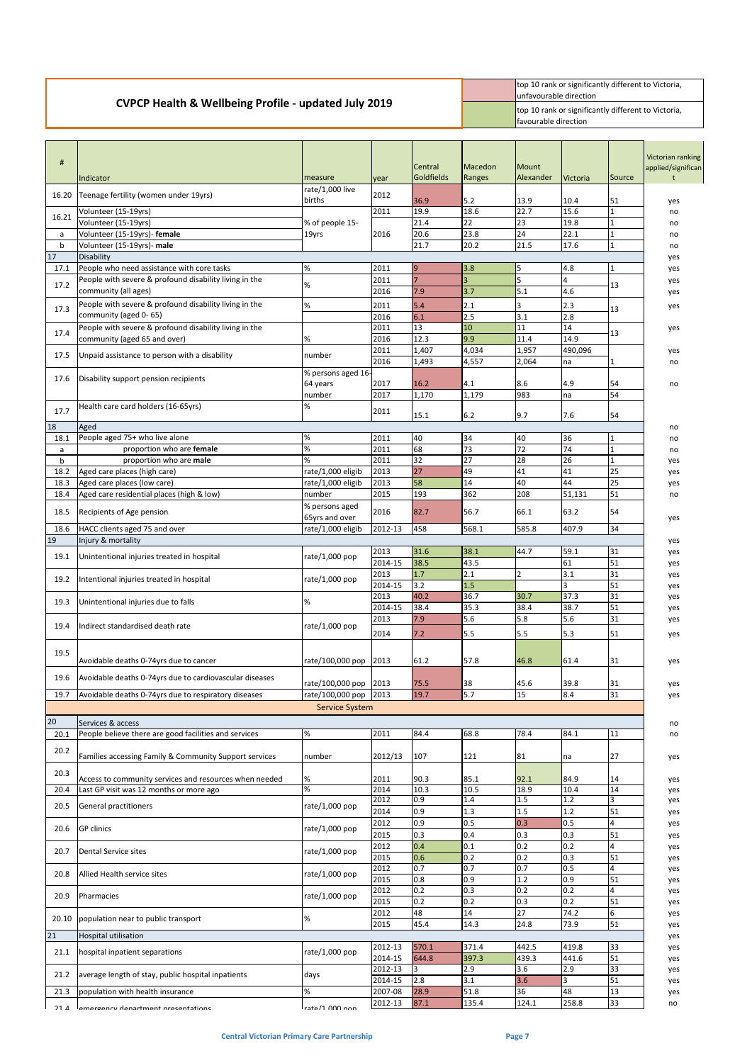# CVPCP Health & Wellbeing Profile - updated July 2019

| Legend | |
|---|---|
| (red shading) | top 10 rank or significantly different to Victoria, unfavourable direction |
| (green shading) | top 10 rank or significantly different to Victoria, favourable direction |

| # | Indicator | measure | year | Central Goldfields | Macedon Ranges | Mount Alexander | Victoria | Source | Victorian ranking applied/significant |
|---|---|---|---|---|---|---|---|---|---|
| 16.20 | Teenage fertility (women under 19yrs) | rate/1,000 live births | 2012 | 36.9 | 5.2 | 13.9 | 10.4 | 51 | yes |
| 16.21 | Volunteer (15-19yrs) | | 2011 | 19.9 | 18.6 | 22.7 | 15.6 | 1 | no |
| | Volunteer (15-19yrs) | % of people 15-19yrs | 2016 | 21.4 | 22 | 23 | 19.8 | 1 | no |
| a | Volunteer (15-19yrs)- **female** | | | 20.6 | 23.8 | 24 | 22.1 | 1 | no |
| b | Volunteer (15-19yrs)- **male** | | | 21.7 | 20.2 | 21.5 | 17.6 | 1 | no |
| 17 | Disability | | | | | | | | yes |
| 17.1 | People who need assistance with core tasks | % | 2011 | 9 | 3.8 | 5 | 4.8 | 1 | yes |
| 17.2 | People with severe & profound disability living in the community (all ages) | % | 2011 | 7 | 3 | 5 | 4 | 13 | yes |
| | | | 2016 | 7.9 | 3.7 | 5.1 | 4.6 | | yes |
| 17.3 | People with severe & profound disability living in the community (aged 0- 65) | % | 2011 | 5.4 | 2.1 | 3 | 2.3 | 13 | yes |
| | | | 2016 | 6.1 | 2.5 | 3.1 | 2.8 | | |
| 17.4 | People with severe & profound disability living in the community (aged 65 and over) | % | 2011 | 13 | 10 | 11 | 14 | 13 | yes |
| | | | 2016 | 12.3 | 9.9 | 11.4 | 14.9 | | |
| 17.5 | Unpaid assistance to person with a disability | number | 2011 | 1,407 | 4,034 | 1,957 | 490,096 | | yes |
| | | | 2016 | 1,493 | 4,557 | 2,064 | na | 1 | no |
| 17.6 | Disability support pension recipients | % persons aged 16-64 years | 2017 | 16.2 | 4.1 | 8.6 | 4.9 | 54 | no |
| | | number | 2017 | 1,170 | 1,179 | 983 | na | 54 | |
| 17.7 | Health care card holders (16-65yrs) | % | 2011 | 15.1 | 6.2 | 9.7 | 7.6 | 54 | |
| 18 | Aged | | | | | | | | no |
| 18.1 | People aged 75+ who live alone | % | 2011 | 40 | 34 | 40 | 36 | 1 | no |
| a | proportion who are **female** | % | 2011 | 68 | 73 | 72 | 74 | 1 | no |
| b | proportion who are **male** | % | 2011 | 32 | 27 | 28 | 26 | 1 | yes |
| 18.2 | Aged care places (high care) | rate/1,000 eligib | 2013 | 27 | 49 | 41 | 41 | 25 | yes |
| 18.3 | Aged care places (low care) | rate/1,000 eligib | 2013 | 58 | 14 | 40 | 44 | 25 | yes |
| 18.4 | Aged care residential places (high & low) | number | 2015 | 193 | 362 | 208 | 51,131 | 51 | no |
| 18.5 | Recipients of Age pension | % persons aged 65yrs and over | 2016 | 82.7 | 56.7 | 66.1 | 63.2 | 54 | yes |
| 18.6 | HACC clients aged 75 and over | rate/1,000 eligib | 2012-13 | 458 | 568.1 | 585.8 | 407.9 | 34 | |
| 19 | Injury & mortality | | | | | | | | yes |
| 19.1 | Unintentional injuries treated in hospital | rate/1,000 pop | 2013 | 31.6 | 38.1 | 44.7 | 59.1 | 31 | yes |
| | | | 2014-15 | 38.5 | 43.5 | | 61 | 51 | yes |
| 19.2 | Intentional injuries treated in hospital | rate/1,000 pop | 2013 | 1.7 | 2.1 | 2 | 3.1 | 31 | yes |
| | | | 2014-15 | 3.2 | 1.5 | | 3 | 51 | yes |
| 19.3 | Unintentional injuries due to falls | % | 2013 | 40.2 | 36.7 | 30.7 | 37.3 | 31 | yes |
| | | | 2014-15 | 38.4 | 35.3 | 38.4 | 38.7 | 51 | yes |
| 19.4 | Indirect standardised death rate | rate/1,000 pop | 2013 | 7.9 | 5.6 | 5.8 | 5.6 | 31 | yes |
| | | | 2014 | 7.2 | 5.5 | 5.5 | 5.3 | 51 | yes |
| 19.5 | Avoidable deaths 0-74yrs due to cancer | rate/100,000 pop | 2013 | 61.2 | 57.8 | 46.8 | 61.4 | 31 | yes |
| 19.6 | Avoidable deaths 0-74yrs due to cardiovascular diseases | rate/100,000 pop | 2013 | 75.5 | 38 | 45.6 | 39.8 | 31 | yes |
| 19.7 | Avoidable deaths 0-74yrs due to respiratory diseases | rate/100,000 pop | 2013 | 19.7 | 5.7 | 15 | 8.4 | 31 | yes |
| | | **Service System** | | | | | | | |
| 20 | Services & access | | | | | | | | no |
| 20.1 | People believe there are good facilities and services | % | 2011 | 84.4 | 68.8 | 78.4 | 84.1 | 11 | no |
| 20.2 | Families accessing Family & Community Support services | number | 2012/13 | 107 | 121 | 81 | na | 27 | yes |
| 20.3 | Access to community services and resources when needed | % | 2011 | 90.3 | 85.1 | 92.1 | 84.9 | 14 | yes |
| 20.4 | Last GP visit was 12 months or more ago | % | 2014 | 10.3 | 10.5 | 18.9 | 10.4 | 14 | yes |
| 20.5 | General practitioners | rate/1,000 pop | 2012 | 0.9 | 1.4 | 1.5 | 1.2 | 3 | yes |
| | | | 2014 | 0.9 | 1.3 | 1.5 | 1.2 | 51 | yes |
| 20.6 | GP clinics | rate/1,000 pop | 2012 | 0.9 | 0.5 | 0.3 | 0.5 | 4 | yes |
| | | | 2015 | 0.3 | 0.4 | 0.3 | 0.3 | 51 | yes |
| 20.7 | Dental Service sites | rate/1,000 pop | 2012 | 0.4 | 0.1 | 0.2 | 0.2 | 4 | yes |
| | | | 2015 | 0.6 | 0.2 | 0.2 | 0.3 | 51 | yes |
| 20.8 | Allied Health service sites | rate/1,000 pop | 2012 | 0.7 | 0.7 | 0.7 | 0.5 | 4 | yes |
| | | | 2015 | 0.8 | 0.9 | 1.2 | 0.9 | 51 | yes |
| 20.9 | Pharmacies | rate/1,000 pop | 2012 | 0.2 | 0.3 | 0.2 | 0.2 | 4 | yes |
| | | | 2015 | 0.2 | 0.2 | 0.3 | 0.2 | 51 | yes |
| 20.10 | population near to public transport | % | 2012 | 48 | 14 | 27 | 74.2 | 6 | yes |
| | | | 2015 | 45.4 | 14.3 | 24.8 | 73.9 | 51 | yes |
| 21 | Hospital utilisation | | | | | | | | yes |
| 21.1 | hospital inpatient separations | rate/1,000 pop | 2012-13 | 570.1 | 371.4 | 442.5 | 419.8 | 33 | yes |
| | | | 2014-15 | 644.8 | 397.3 | 439.3 | 441.6 | 51 | yes |
| 21.2 | average length of stay, public hospital inpatients | days | 2012-13 | 3 | 2.9 | 3.6 | 2.9 | 33 | yes |
| | | | 2014-15 | 2.8 | 3.1 | 3.6 | 3 | 51 | yes |
| 21.3 | population with health insurance | % | 2007-08 | 28.9 | 51.8 | 36 | 48 | 13 | yes |
| 21.4 | emergency department presentations | rate/1,000 pop | 2012-13 | 87.1 | 135.4 | 124.1 | 258.8 | 33 | no |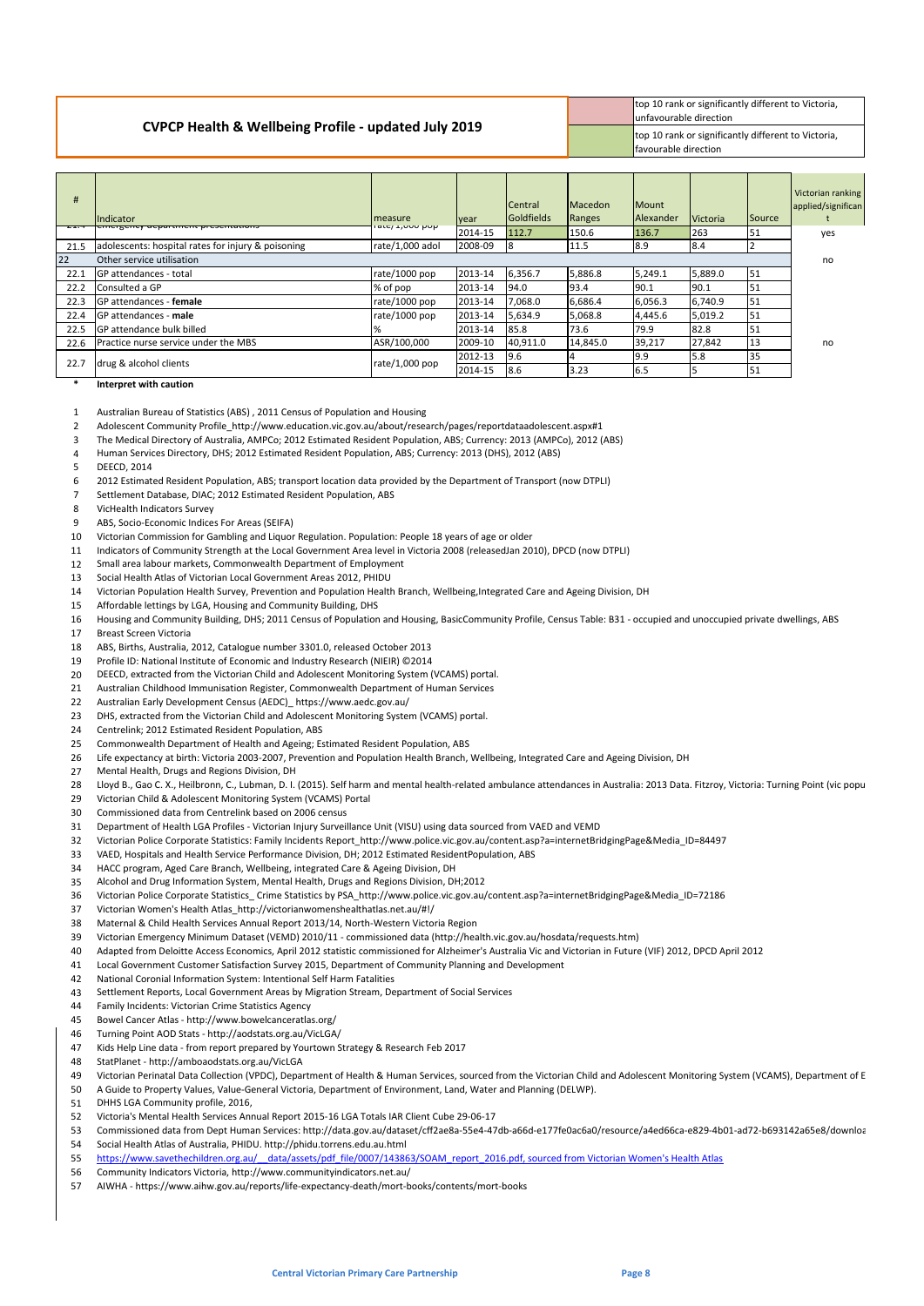# CVPCP Health & Wellbeing Profile - updated July 2019

| | |
|---|---|
| | top 10 rank or significantly different to Victoria, unfavourable direction |
| | top 10 rank or significantly different to Victoria, favourable direction |

| # | Indicator | measure | year | Central Goldfields | Macedon Ranges | Mount Alexander | Victoria | Source | Victorian ranking applied/significant |
|---|---|---|---|---|---|---|---|---|---|
| 21.4 | emergency department presentations | rate/1,000 pop | 2014-15 | 112.7 | 150.6 | 136.7 | 263 | 51 | yes |
| 21.5 | adolescents: hospital rates for injury & poisoning | rate/1,000 adol | 2008-09 | 8 | 11.5 | 8.9 | 8.4 | 2 | |
| 22 | Other service utilisation | | | | | | | | no |
| 22.1 | GP attendances - total | rate/1000 pop | 2013-14 | 6,356.7 | 5,886.8 | 5,249.1 | 5,889.0 | 51 | |
| 22.2 | Consulted a GP | % of pop | 2013-14 | 94.0 | 93.4 | 90.1 | 90.1 | 51 | |
| 22.3 | GP attendances - **female** | rate/1000 pop | 2013-14 | 7,068.0 | 6,686.4 | 6,056.3 | 6,740.9 | 51 | |
| 22.4 | GP attendances - **male** | rate/1000 pop | 2013-14 | 5,634.9 | 5,068.8 | 4,445.6 | 5,019.2 | 51 | |
| 22.5 | GP attendance bulk billed | % | 2013-14 | 85.8 | 73.6 | 79.9 | 82.8 | 51 | |
| 22.6 | Practice nurse service under the MBS | ASR/100,000 | 2009-10 | 40,911.0 | 14,845.0 | 39,217 | 27,842 | 13 | no |
| 22.7 | drug & alcohol clients | rate/1,000 pop | 2012-13 | 9.6 | 4 | 9.9 | 5.8 | 35 | |
| | | | 2014-15 | 8.6 | 3.23 | 6.5 | 5 | 51 | |

\* **Interpret with caution**

1 Australian Bureau of Statistics (ABS) , 2011 Census of Population and Housing
2 Adolescent Community Profile_http://www.education.vic.gov.au/about/research/pages/reportdataadolescent.aspx#1
3 The Medical Directory of Australia, AMPCo; 2012 Estimated Resident Population, ABS; Currency: 2013 (AMPCo), 2012 (ABS)
4 Human Services Directory, DHS; 2012 Estimated Resident Population, ABS; Currency: 2013 (DHS), 2012 (ABS)
5 DEECD, 2014
6 2012 Estimated Resident Population, ABS; transport location data provided by the Department of Transport (now DTPLI)
7 Settlement Database, DIAC; 2012 Estimated Resident Population, ABS
8 VicHealth Indicators Survey
9 ABS, Socio-Economic Indices For Areas (SEIFA)
10 Victorian Commission for Gambling and Liquor Regulation. Population: People 18 years of age or older
11 Indicators of Community Strength at the Local Government Area level in Victoria 2008 (releasedJan 2010), DPCD (now DTPLI)
12 Small area labour markets, Commonwealth Department of Employment
13 Social Health Atlas of Victorian Local Government Areas 2012, PHIDU
14 Victorian Population Health Survey, Prevention and Population Health Branch, Wellbeing,Integrated Care and Ageing Division, DH
15 Affordable lettings by LGA, Housing and Community Building, DHS
16 Housing and Community Building, DHS; 2011 Census of Population and Housing, BasicCommunity Profile, Census Table: B31 - occupied and unoccupied private dwellings, ABS
17 Breast Screen Victoria
18 ABS, Births, Australia, 2012, Catalogue number 3301.0, released October 2013
19 Profile ID: National Institute of Economic and Industry Research (NIEIR) ©2014
20 DEECD, extracted from the Victorian Child and Adolescent Monitoring System (VCAMS) portal.
21 Australian Childhood Immunisation Register, Commonwealth Department of Human Services
22 Australian Early Development Census (AEDC)_ https://www.aedc.gov.au/
23 DHS, extracted from the Victorian Child and Adolescent Monitoring System (VCAMS) portal.
24 Centrelink; 2012 Estimated Resident Population, ABS
25 Commonwealth Department of Health and Ageing; Estimated Resident Population, ABS
26 Life expectancy at birth: Victoria 2003-2007, Prevention and Population Health Branch, Wellbeing, Integrated Care and Ageing Division, DH
27 Mental Health, Drugs and Regions Division, DH
28 Lloyd B., Gao C. X., Heilbronn, C., Lubman, D. I. (2015). Self harm and mental health-related ambulance attendances in Australia: 2013 Data. Fitzroy, Victoria: Turning Point (vic popu
29 Victorian Child & Adolescent Monitoring System (VCAMS) Portal
30 Commissioned data from Centrelink based on 2006 census
31 Department of Health LGA Profiles - Victorian Injury Surveillance Unit (VISU) using data sourced from VAED and VEMD
32 Victorian Police Corporate Statistics: Family Incidents Report_http://www.police.vic.gov.au/content.asp?a=internetBridgingPage&Media_ID=84497
33 VAED, Hospitals and Health Service Performance Division, DH; 2012 Estimated ResidentPopulation, ABS
34 HACC program, Aged Care Branch, Wellbeing, integrated Care & Ageing Division, DH
35 Alcohol and Drug Information System, Mental Health, Drugs and Regions Division, DH;2012
36 Victorian Police Corporate Statistics_ Crime Statistics by PSA_http://www.police.vic.gov.au/content.asp?a=internetBridgingPage&Media_ID=72186
37 Victorian Women's Health Atlas_http://victorianwomenshealthatlas.net.au/#!/
38 Maternal & Child Health Services Annual Report 2013/14, North-Western Victoria Region
39 Victorian Emergency Minimum Dataset (VEMD) 2010/11 - commissioned data (http://health.vic.gov.au/hosdata/requests.htm)
40 Adapted from Deloitte Access Economics, April 2012 statistic commissioned for Alzheimer's Australia Vic and Victorian in Future (VIF) 2012, DPCD April 2012
41 Local Government Customer Satisfaction Survey 2015, Department of Community Planning and Development
42 National Coronial Information System: Intentional Self Harm Fatalities
43 Settlement Reports, Local Government Areas by Migration Stream, Department of Social Services
44 Family Incidents: Victorian Crime Statistics Agency
45 Bowel Cancer Atlas - http://www.bowelcanceratlas.org/
46 Turning Point AOD Stats - http://aodstats.org.au/VicLGA/
47 Kids Help Line data - from report prepared by Yourtown Strategy & Research Feb 2017
48 StatPlanet - http://amboaodstats.org.au/VicLGA
49 Victorian Perinatal Data Collection (VPDC), Department of Health & Human Services, sourced from the Victorian Child and Adolescent Monitoring System (VCAMS), Department of E
50 A Guide to Property Values, Value-General Victoria, Department of Environment, Land, Water and Planning (DELWP).
51 DHHS LGA Community profile, 2016,
52 Victoria's Mental Health Services Annual Report 2015-16 LGA Totals IAR Client Cube 29-06-17
53 Commissioned data from Dept Human Services: http://data.gov.au/dataset/cff2ae8a-55e4-47db-a66d-e177fe0ac6a0/resource/a4ed66ca-e829-4b01-ad72-b693142a65e8/downloa
54 Social Health Atlas of Australia, PHIDU. http://phidu.torrens.edu.au.html
55 https://www.savethechildren.org.au/__data/assets/pdf_file/0007/143863/SOAM_report_2016.pdf, sourced from Victorian Women's Health Atlas
56 Community Indicators Victoria, http://www.communityindicators.net.au/
57 AIWHA - https://www.aihw.gov.au/reports/life-expectancy-death/mort-books/contents/mort-books